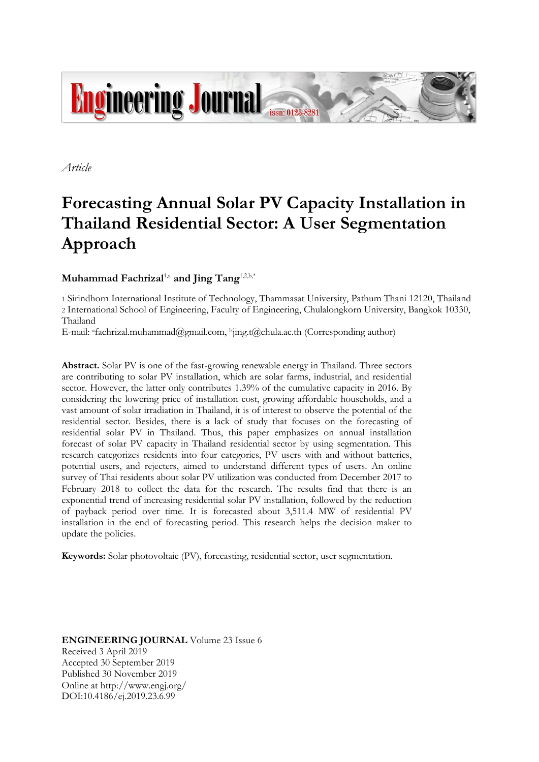*Article*

# Forecasting Annual Solar PV Capacity Installation in Thailand Residential Sector: A User Segmentation Approach

**Muhammad Fachrizal**[1,a] **and Jing Tang**[1,2,b,*]

1 Sirindhorn International Institute of Technology, Thammasat University, Pathum Thani 12120, Thailand
2 International School of Engineering, Faculty of Engineering, Chulalongkorn University, Bangkok 10330, Thailand
E-mail: [a]fachrizal.muhammad@gmail.com, [b]jing.t@chula.ac.th (Corresponding author)

**Abstract.** Solar PV is one of the fast-growing renewable energy in Thailand. Three sectors are contributing to solar PV installation, which are solar farms, industrial, and residential sector. However, the latter only contributes 1.39% of the cumulative capacity in 2016. By considering the lowering price of installation cost, growing affordable households, and a vast amount of solar irradiation in Thailand, it is of interest to observe the potential of the residential sector. Besides, there is a lack of study that focuses on the forecasting of residential solar PV in Thailand. Thus, this paper emphasizes on annual installation forecast of solar PV capacity in Thailand residential sector by using segmentation. This research categorizes residents into four categories, PV users with and without batteries, potential users, and rejecters, aimed to understand different types of users. An online survey of Thai residents about solar PV utilization was conducted from December 2017 to February 2018 to collect the data for the research. The results find that there is an exponential trend of increasing residential solar PV installation, followed by the reduction of payback period over time. It is forecasted about 3,511.4 MW of residential PV installation in the end of forecasting period. This research helps the decision maker to update the policies.

**Keywords:** Solar photovoltaic (PV), forecasting, residential sector, user segmentation.

**ENGINEERING JOURNAL** Volume 23 Issue 6
Received 3 April 2019
Accepted 30 September 2019
Published 30 November 2019
Online at http://www.engj.org/
DOI:10.4186/ej.2019.23.6.99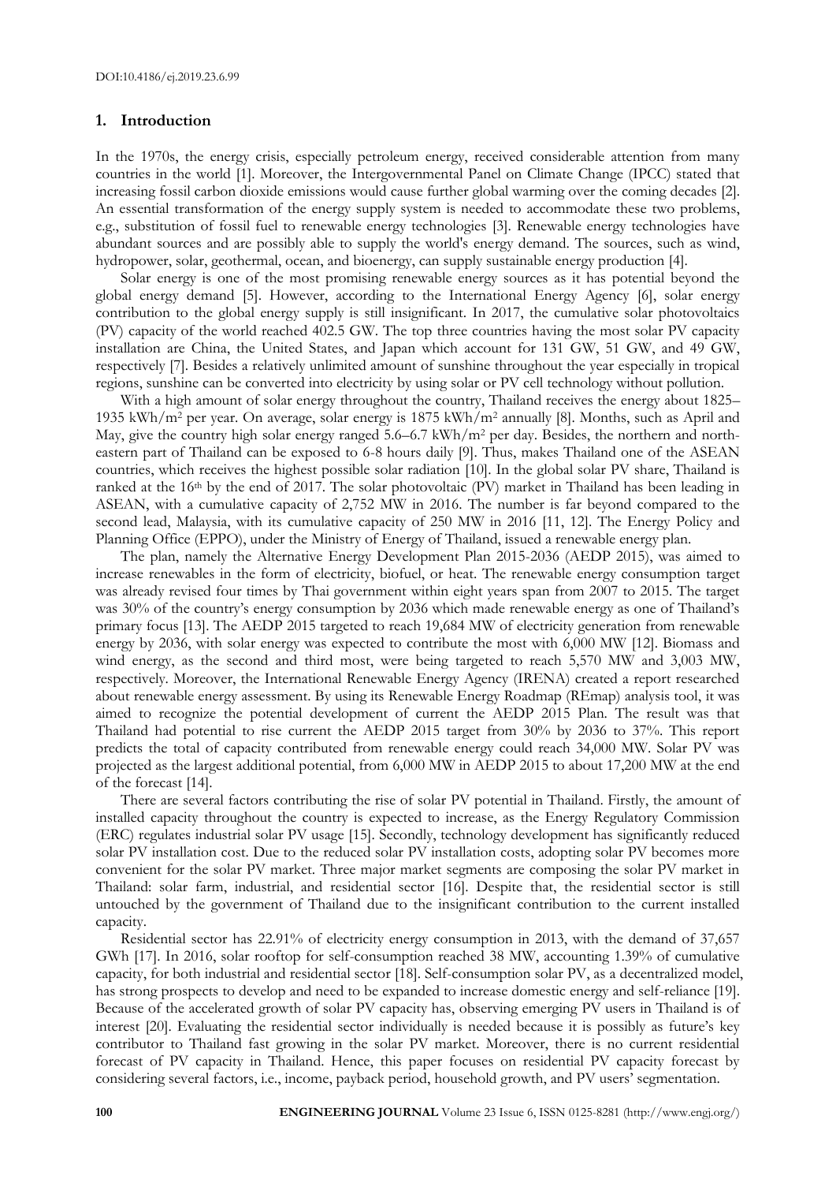## 1. Introduction

In the 1970s, the energy crisis, especially petroleum energy, received considerable attention from many countries in the world [1]. Moreover, the Intergovernmental Panel on Climate Change (IPCC) stated that increasing fossil carbon dioxide emissions would cause further global warming over the coming decades [2]. An essential transformation of the energy supply system is needed to accommodate these two problems, e.g., substitution of fossil fuel to renewable energy technologies [3]. Renewable energy technologies have abundant sources and are possibly able to supply the world's energy demand. The sources, such as wind, hydropower, solar, geothermal, ocean, and bioenergy, can supply sustainable energy production [4].

Solar energy is one of the most promising renewable energy sources as it has potential beyond the global energy demand [5]. However, according to the International Energy Agency [6], solar energy contribution to the global energy supply is still insignificant. In 2017, the cumulative solar photovoltaics (PV) capacity of the world reached 402.5 GW. The top three countries having the most solar PV capacity installation are China, the United States, and Japan which account for 131 GW, 51 GW, and 49 GW, respectively [7]. Besides a relatively unlimited amount of sunshine throughout the year especially in tropical regions, sunshine can be converted into electricity by using solar or PV cell technology without pollution.

With a high amount of solar energy throughout the country, Thailand receives the energy about 1825–1935 kWh/m$^2$ per year. On average, solar energy is 1875 kWh/m$^2$ annually [8]. Months, such as April and May, give the country high solar energy ranged 5.6–6.7 kWh/m$^2$ per day. Besides, the northern and north-eastern part of Thailand can be exposed to 6-8 hours daily [9]. Thus, makes Thailand one of the ASEAN countries, which receives the highest possible solar radiation [10]. In the global solar PV share, Thailand is ranked at the 16$^{th}$ by the end of 2017. The solar photovoltaic (PV) market in Thailand has been leading in ASEAN, with a cumulative capacity of 2,752 MW in 2016. The number is far beyond compared to the second lead, Malaysia, with its cumulative capacity of 250 MW in 2016 [11, 12]. The Energy Policy and Planning Office (EPPO), under the Ministry of Energy of Thailand, issued a renewable energy plan.

The plan, namely the Alternative Energy Development Plan 2015-2036 (AEDP 2015), was aimed to increase renewables in the form of electricity, biofuel, or heat. The renewable energy consumption target was already revised four times by Thai government within eight years span from 2007 to 2015. The target was 30% of the country's energy consumption by 2036 which made renewable energy as one of Thailand's primary focus [13]. The AEDP 2015 targeted to reach 19,684 MW of electricity generation from renewable energy by 2036, with solar energy was expected to contribute the most with 6,000 MW [12]. Biomass and wind energy, as the second and third most, were being targeted to reach 5,570 MW and 3,003 MW, respectively. Moreover, the International Renewable Energy Agency (IRENA) created a report researched about renewable energy assessment. By using its Renewable Energy Roadmap (REmap) analysis tool, it was aimed to recognize the potential development of current the AEDP 2015 Plan. The result was that Thailand had potential to rise current the AEDP 2015 target from 30% by 2036 to 37%. This report predicts the total of capacity contributed from renewable energy could reach 34,000 MW. Solar PV was projected as the largest additional potential, from 6,000 MW in AEDP 2015 to about 17,200 MW at the end of the forecast [14].

There are several factors contributing the rise of solar PV potential in Thailand. Firstly, the amount of installed capacity throughout the country is expected to increase, as the Energy Regulatory Commission (ERC) regulates industrial solar PV usage [15]. Secondly, technology development has significantly reduced solar PV installation cost. Due to the reduced solar PV installation costs, adopting solar PV becomes more convenient for the solar PV market. Three major market segments are composing the solar PV market in Thailand: solar farm, industrial, and residential sector [16]. Despite that, the residential sector is still untouched by the government of Thailand due to the insignificant contribution to the current installed capacity.

Residential sector has 22.91% of electricity energy consumption in 2013, with the demand of 37,657 GWh [17]. In 2016, solar rooftop for self-consumption reached 38 MW, accounting 1.39% of cumulative capacity, for both industrial and residential sector [18]. Self-consumption solar PV, as a decentralized model, has strong prospects to develop and need to be expanded to increase domestic energy and self-reliance [19]. Because of the accelerated growth of solar PV capacity has, observing emerging PV users in Thailand is of interest [20]. Evaluating the residential sector individually is needed because it is possibly as future's key contributor to Thailand fast growing in the solar PV market. Moreover, there is no current residential forecast of PV capacity in Thailand. Hence, this paper focuses on residential PV capacity forecast by considering several factors, i.e., income, payback period, household growth, and PV users' segmentation.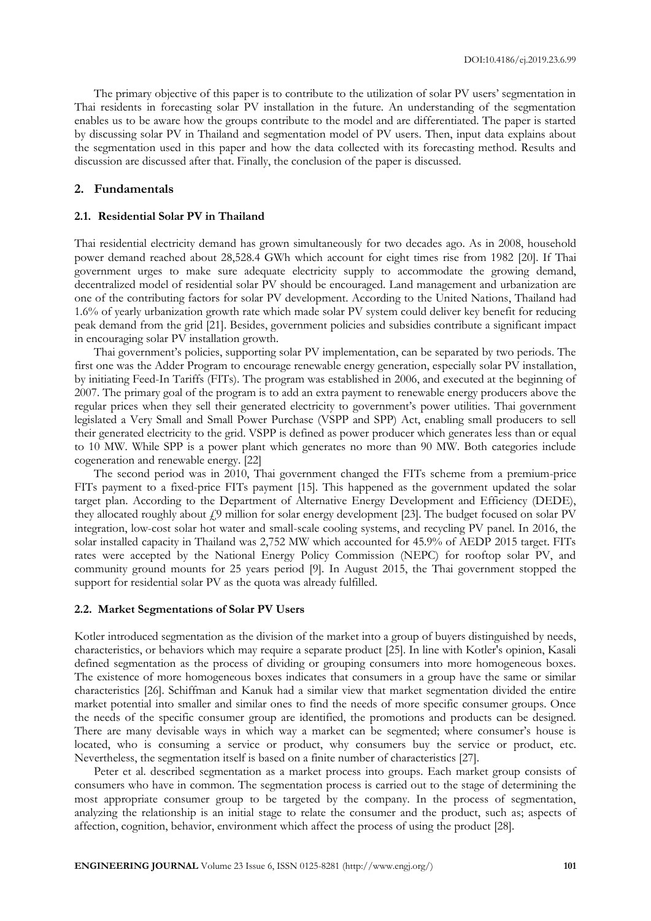The primary objective of this paper is to contribute to the utilization of solar PV users' segmentation in Thai residents in forecasting solar PV installation in the future. An understanding of the segmentation enables us to be aware how the groups contribute to the model and are differentiated. The paper is started by discussing solar PV in Thailand and segmentation model of PV users. Then, input data explains about the segmentation used in this paper and how the data collected with its forecasting method. Results and discussion are discussed after that. Finally, the conclusion of the paper is discussed.

## 2. Fundamentals

### 2.1. Residential Solar PV in Thailand

Thai residential electricity demand has grown simultaneously for two decades ago. As in 2008, household power demand reached about 28,528.4 GWh which account for eight times rise from 1982 [20]. If Thai government urges to make sure adequate electricity supply to accommodate the growing demand, decentralized model of residential solar PV should be encouraged. Land management and urbanization are one of the contributing factors for solar PV development. According to the United Nations, Thailand had 1.6% of yearly urbanization growth rate which made solar PV system could deliver key benefit for reducing peak demand from the grid [21]. Besides, government policies and subsidies contribute a significant impact in encouraging solar PV installation growth.

Thai government's policies, supporting solar PV implementation, can be separated by two periods. The first one was the Adder Program to encourage renewable energy generation, especially solar PV installation, by initiating Feed-In Tariffs (FITs). The program was established in 2006, and executed at the beginning of 2007. The primary goal of the program is to add an extra payment to renewable energy producers above the regular prices when they sell their generated electricity to government's power utilities. Thai government legislated a Very Small and Small Power Purchase (VSPP and SPP) Act, enabling small producers to sell their generated electricity to the grid. VSPP is defined as power producer which generates less than or equal to 10 MW. While SPP is a power plant which generates no more than 90 MW. Both categories include cogeneration and renewable energy. [22]

The second period was in 2010, Thai government changed the FITs scheme from a premium-price FITs payment to a fixed-price FITs payment [15]. This happened as the government updated the solar target plan. According to the Department of Alternative Energy Development and Efficiency (DEDE), they allocated roughly about £9 million for solar energy development [23]. The budget focused on solar PV integration, low-cost solar hot water and small-scale cooling systems, and recycling PV panel. In 2016, the solar installed capacity in Thailand was 2,752 MW which accounted for 45.9% of AEDP 2015 target. FITs rates were accepted by the National Energy Policy Commission (NEPC) for rooftop solar PV, and community ground mounts for 25 years period [9]. In August 2015, the Thai government stopped the support for residential solar PV as the quota was already fulfilled.

### 2.2. Market Segmentations of Solar PV Users

Kotler introduced segmentation as the division of the market into a group of buyers distinguished by needs, characteristics, or behaviors which may require a separate product [25]. In line with Kotler's opinion, Kasali defined segmentation as the process of dividing or grouping consumers into more homogeneous boxes. The existence of more homogeneous boxes indicates that consumers in a group have the same or similar characteristics [26]. Schiffman and Kanuk had a similar view that market segmentation divided the entire market potential into smaller and similar ones to find the needs of more specific consumer groups. Once the needs of the specific consumer group are identified, the promotions and products can be designed. There are many devisable ways in which way a market can be segmented; where consumer's house is located, who is consuming a service or product, why consumers buy the service or product, etc. Nevertheless, the segmentation itself is based on a finite number of characteristics [27].

Peter et al. described segmentation as a market process into groups. Each market group consists of consumers who have in common. The segmentation process is carried out to the stage of determining the most appropriate consumer group to be targeted by the company. In the process of segmentation, analyzing the relationship is an initial stage to relate the consumer and the product, such as; aspects of affection, cognition, behavior, environment which affect the process of using the product [28].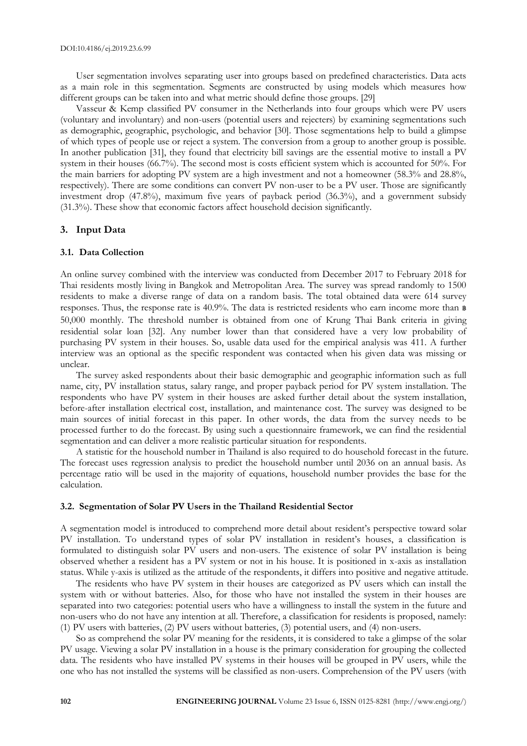User segmentation involves separating user into groups based on predefined characteristics. Data acts as a main role in this segmentation. Segments are constructed by using models which measures how different groups can be taken into and what metric should define those groups. [29]

Vasseur & Kemp classified PV consumer in the Netherlands into four groups which were PV users (voluntary and involuntary) and non-users (potential users and rejecters) by examining segmentations such as demographic, geographic, psychologic, and behavior [30]. Those segmentations help to build a glimpse of which types of people use or reject a system. The conversion from a group to another group is possible. In another publication [31], they found that electricity bill savings are the essential motive to install a PV system in their houses (66.7%). The second most is costs efficient system which is accounted for 50%. For the main barriers for adopting PV system are a high investment and not a homeowner (58.3% and 28.8%, respectively). There are some conditions can convert PV non-user to be a PV user. Those are significantly investment drop (47.8%), maximum five years of payback period (36.3%), and a government subsidy (31.3%). These show that economic factors affect household decision significantly.

## 3. Input Data

### 3.1. Data Collection

An online survey combined with the interview was conducted from December 2017 to February 2018 for Thai residents mostly living in Bangkok and Metropolitan Area. The survey was spread randomly to 1500 residents to make a diverse range of data on a random basis. The total obtained data were 614 survey responses. Thus, the response rate is 40.9%. The data is restricted residents who earn income more than ฿ 50,000 monthly. The threshold number is obtained from one of Krung Thai Bank criteria in giving residential solar loan [32]. Any number lower than that considered have a very low probability of purchasing PV system in their houses. So, usable data used for the empirical analysis was 411. A further interview was an optional as the specific respondent was contacted when his given data was missing or unclear.

The survey asked respondents about their basic demographic and geographic information such as full name, city, PV installation status, salary range, and proper payback period for PV system installation. The respondents who have PV system in their houses are asked further detail about the system installation, before-after installation electrical cost, installation, and maintenance cost. The survey was designed to be main sources of initial forecast in this paper. In other words, the data from the survey needs to be processed further to do the forecast. By using such a questionnaire framework, we can find the residential segmentation and can deliver a more realistic particular situation for respondents.

A statistic for the household number in Thailand is also required to do household forecast in the future. The forecast uses regression analysis to predict the household number until 2036 on an annual basis. As percentage ratio will be used in the majority of equations, household number provides the base for the calculation.

### 3.2. Segmentation of Solar PV Users in the Thailand Residential Sector

A segmentation model is introduced to comprehend more detail about resident's perspective toward solar PV installation. To understand types of solar PV installation in resident's houses, a classification is formulated to distinguish solar PV users and non-users. The existence of solar PV installation is being observed whether a resident has a PV system or not in his house. It is positioned in x-axis as installation status. While y-axis is utilized as the attitude of the respondents, it differs into positive and negative attitude.

The residents who have PV system in their houses are categorized as PV users which can install the system with or without batteries. Also, for those who have not installed the system in their houses are separated into two categories: potential users who have a willingness to install the system in the future and non-users who do not have any intention at all. Therefore, a classification for residents is proposed, namely: (1) PV users with batteries, (2) PV users without batteries, (3) potential users, and (4) non-users.

So as comprehend the solar PV meaning for the residents, it is considered to take a glimpse of the solar PV usage. Viewing a solar PV installation in a house is the primary consideration for grouping the collected data. The residents who have installed PV systems in their houses will be grouped in PV users, while the one who has not installed the systems will be classified as non-users. Comprehension of the PV users (with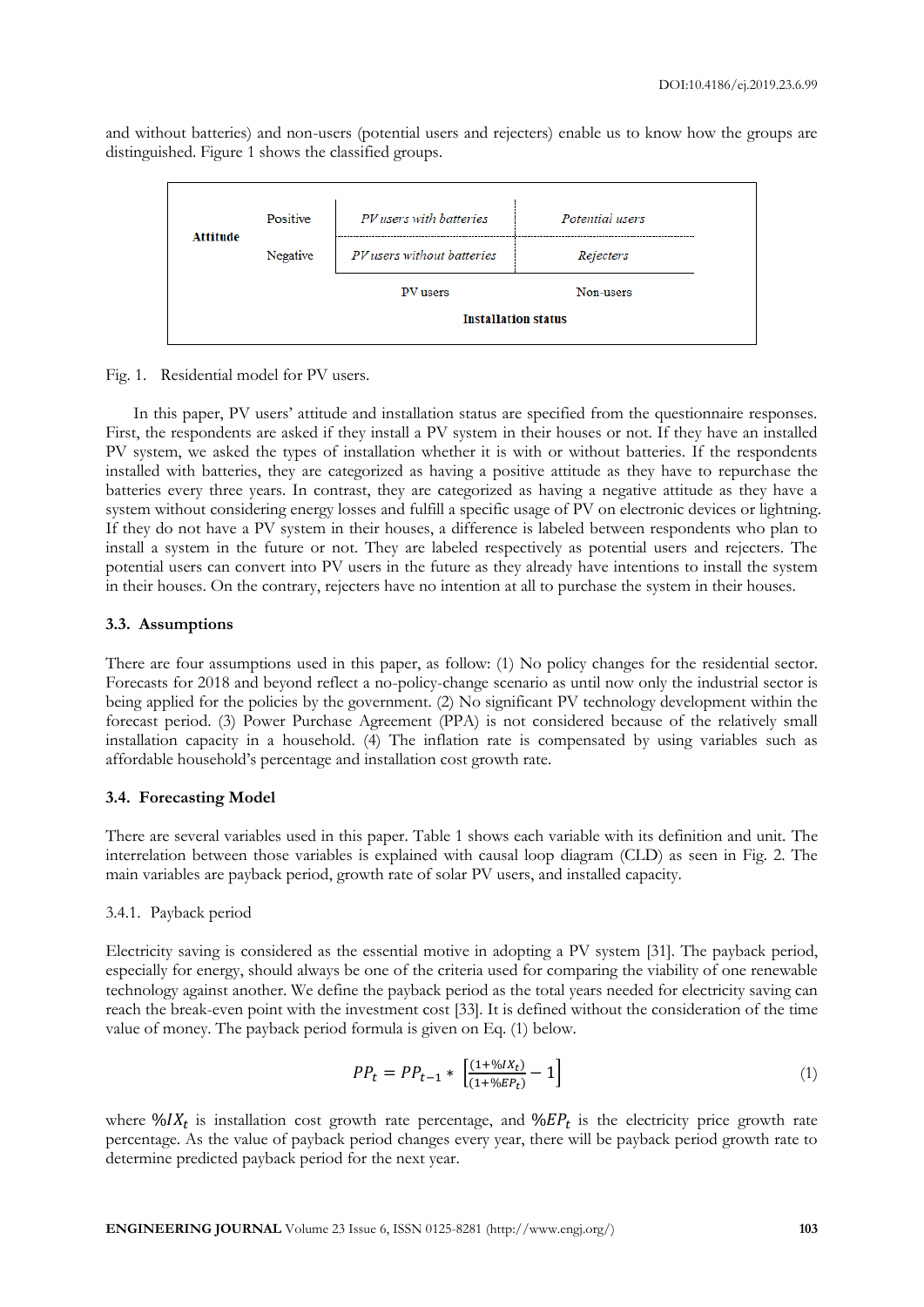and without batteries) and non-users (potential users and rejecters) enable us to know how the groups are distinguished. Figure 1 shows the classified groups.

| Attitude | | PV users | Non-users |
|---|---|---|---|
| | Positive | *PV users with batteries* | *Potential users* |
| | Negative | *PV users without batteries* | *Rejecters* |
| | | **Installation status** | |

Fig. 1. Residential model for PV users.

In this paper, PV users' attitude and installation status are specified from the questionnaire responses. First, the respondents are asked if they install a PV system in their houses or not. If they have an installed PV system, we asked the types of installation whether it is with or without batteries. If the respondents installed with batteries, they are categorized as having a positive attitude as they have to repurchase the batteries every three years. In contrast, they are categorized as having a negative attitude as they have a system without considering energy losses and fulfill a specific usage of PV on electronic devices or lightning. If they do not have a PV system in their houses, a difference is labeled between respondents who plan to install a system in the future or not. They are labeled respectively as potential users and rejecters. The potential users can convert into PV users in the future as they already have intentions to install the system in their houses. On the contrary, rejecters have no intention at all to purchase the system in their houses.

### 3.3. Assumptions

There are four assumptions used in this paper, as follow: (1) No policy changes for the residential sector. Forecasts for 2018 and beyond reflect a no-policy-change scenario as until now only the industrial sector is being applied for the policies by the government. (2) No significant PV technology development within the forecast period. (3) Power Purchase Agreement (PPA) is not considered because of the relatively small installation capacity in a household. (4) The inflation rate is compensated by using variables such as affordable household's percentage and installation cost growth rate.

### 3.4. Forecasting Model

There are several variables used in this paper. Table 1 shows each variable with its definition and unit. The interrelation between those variables is explained with causal loop diagram (CLD) as seen in Fig. 2. The main variables are payback period, growth rate of solar PV users, and installed capacity.

#### 3.4.1. Payback period

Electricity saving is considered as the essential motive in adopting a PV system [31]. The payback period, especially for energy, should always be one of the criteria used for comparing the viability of one renewable technology against another. We define the payback period as the total years needed for electricity saving can reach the break-even point with the investment cost [33]. It is defined without the consideration of the time value of money. The payback period formula is given on Eq. (1) below.

$$PP_t = PP_{t-1} * \left[\frac{(1+\%IX_t)}{(1+\%EP_t)} - 1\right] \tag{1}$$

where $\%IX_t$ is installation cost growth rate percentage, and $\%EP_t$ is the electricity price growth rate percentage. As the value of payback period changes every year, there will be payback period growth rate to determine predicted payback period for the next year.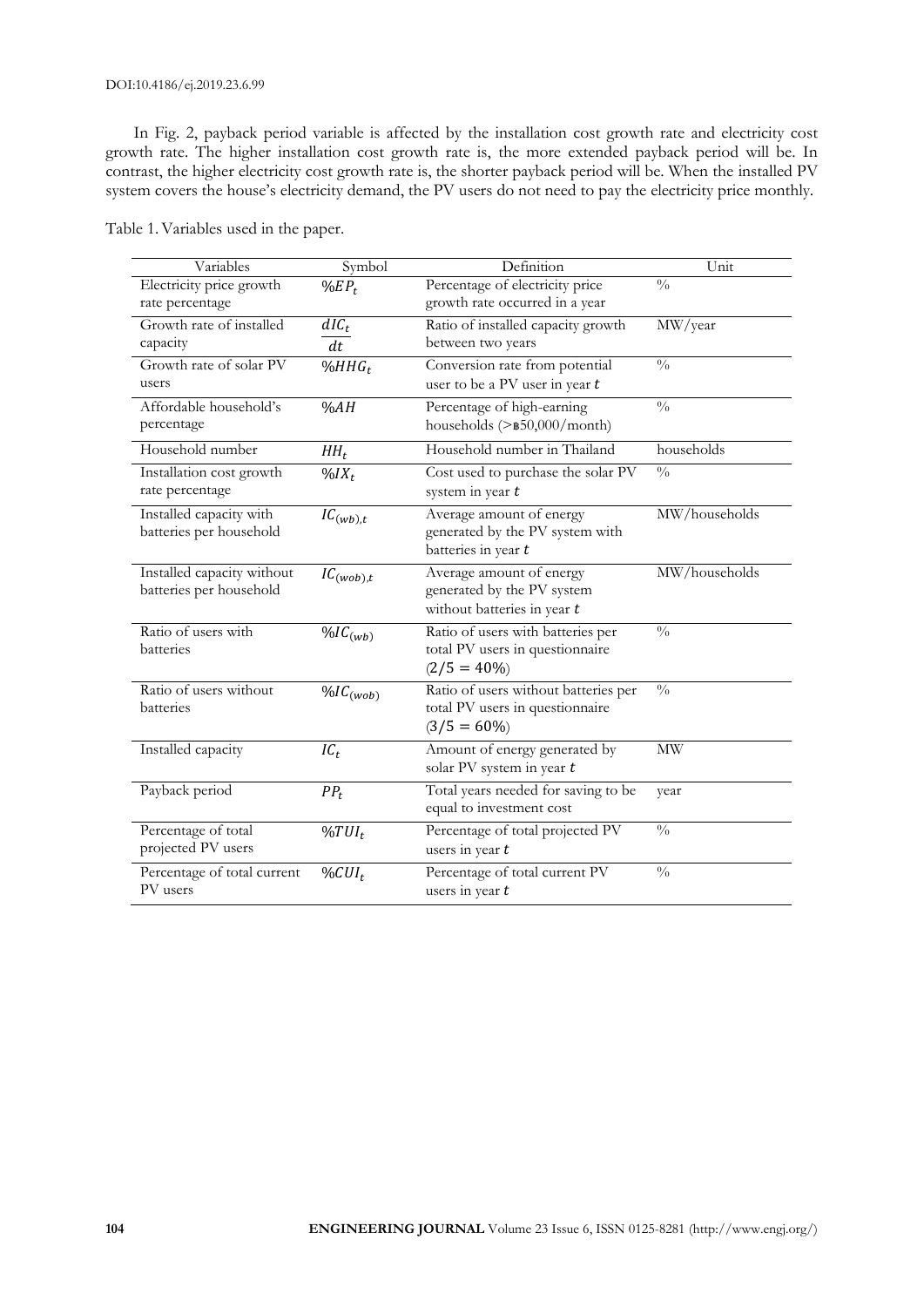In Fig. 2, payback period variable is affected by the installation cost growth rate and electricity cost growth rate. The higher installation cost growth rate is, the more extended payback period will be. In contrast, the higher electricity cost growth rate is, the shorter payback period will be. When the installed PV system covers the house's electricity demand, the PV users do not need to pay the electricity price monthly.

Table 1. Variables used in the paper.

| Variables | Symbol | Definition | Unit |
|---|---|---|---|
| Electricity price growth rate percentage | $\%EP_t$ | Percentage of electricity price growth rate occurred in a year | % |
| Growth rate of installed capacity | $\frac{dIC_t}{dt}$ | Ratio of installed capacity growth between two years | MW/year |
| Growth rate of solar PV users | $\%HHG_t$ | Conversion rate from potential user to be a PV user in year $t$ | % |
| Affordable household's percentage | $\%AH$ | Percentage of high-earning households (>฿50,000/month) | % |
| Household number | $HH_t$ | Household number in Thailand | households |
| Installation cost growth rate percentage | $\%IX_t$ | Cost used to purchase the solar PV system in year $t$ | % |
| Installed capacity with batteries per household | $IC_{(wb),t}$ | Average amount of energy generated by the PV system with batteries in year $t$ | MW/households |
| Installed capacity without batteries per household | $IC_{(wob),t}$ | Average amount of energy generated by the PV system without batteries in year $t$ | MW/households |
| Ratio of users with batteries | $\%IC_{(wb)}$ | Ratio of users with batteries per total PV users in questionnaire ($2/5 = 40\%$) | % |
| Ratio of users without batteries | $\%IC_{(wob)}$ | Ratio of users without batteries per total PV users in questionnaire ($3/5 = 60\%$) | % |
| Installed capacity | $IC_t$ | Amount of energy generated by solar PV system in year $t$ | MW |
| Payback period | $PP_t$ | Total years needed for saving to be equal to investment cost | year |
| Percentage of total projected PV users | $\%TUI_t$ | Percentage of total projected PV users in year $t$ | % |
| Percentage of total current PV users | $\%CUI_t$ | Percentage of total current PV users in year $t$ | % |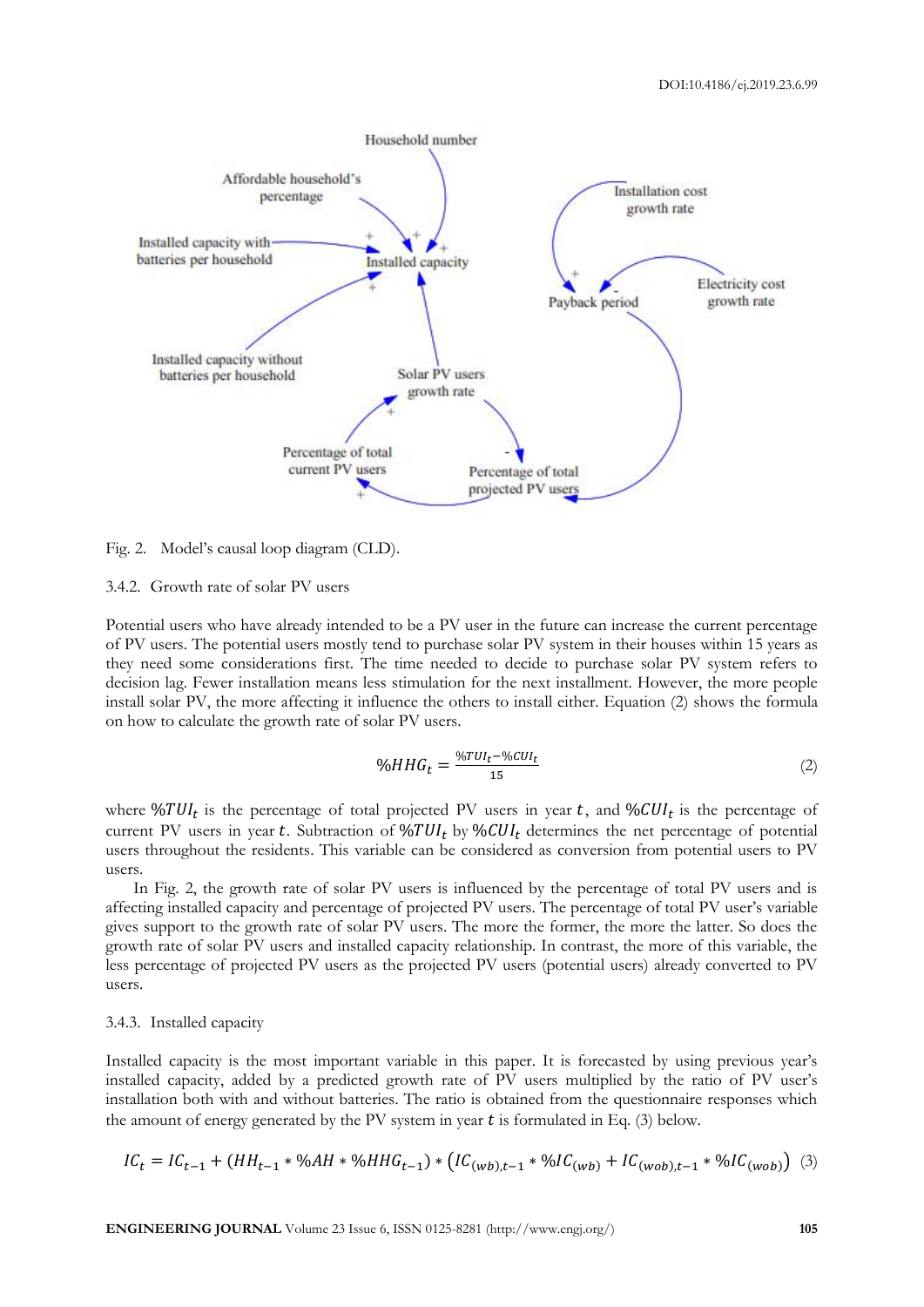Fig. 2. Model's causal loop diagram (CLD).

### 3.4.2. Growth rate of solar PV users

Potential users who have already intended to be a PV user in the future can increase the current percentage of PV users. The potential users mostly tend to purchase solar PV system in their houses within 15 years as they need some considerations first. The time needed to decide to purchase solar PV system refers to decision lag. Fewer installation means less stimulation for the next installment. However, the more people install solar PV, the more affecting it influence the others to install either. Equation (2) shows the formula on how to calculate the growth rate of solar PV users.

$$\%HHG_t = \frac{\%TUI_t - \%CUI_t}{15} \tag{2}$$

where $\%TUI_t$ is the percentage of total projected PV users in year $t$, and $\%CUI_t$ is the percentage of current PV users in year $t$. Subtraction of $\%TUI_t$ by $\%CUI_t$ determines the net percentage of potential users throughout the residents. This variable can be considered as conversion from potential users to PV users.

In Fig. 2, the growth rate of solar PV users is influenced by the percentage of total PV users and is affecting installed capacity and percentage of projected PV users. The percentage of total PV user's variable gives support to the growth rate of solar PV users. The more the former, the more the latter. So does the growth rate of solar PV users and installed capacity relationship. In contrast, the more of this variable, the less percentage of projected PV users as the projected PV users (potential users) already converted to PV users.

### 3.4.3. Installed capacity

Installed capacity is the most important variable in this paper. It is forecasted by using previous year's installed capacity, added by a predicted growth rate of PV users multiplied by the ratio of PV user's installation both with and without batteries. The ratio is obtained from the questionnaire responses which the amount of energy generated by the PV system in year $t$ is formulated in Eq. (3) below.

$$IC_t = IC_{t-1} + (HH_{t-1} * \%AH * \%HHG_{t-1}) * \left(IC_{(wb),t-1} * \%IC_{(wb)} + IC_{(wob),t-1} * \%IC_{(wob)}\right) \tag{3}$$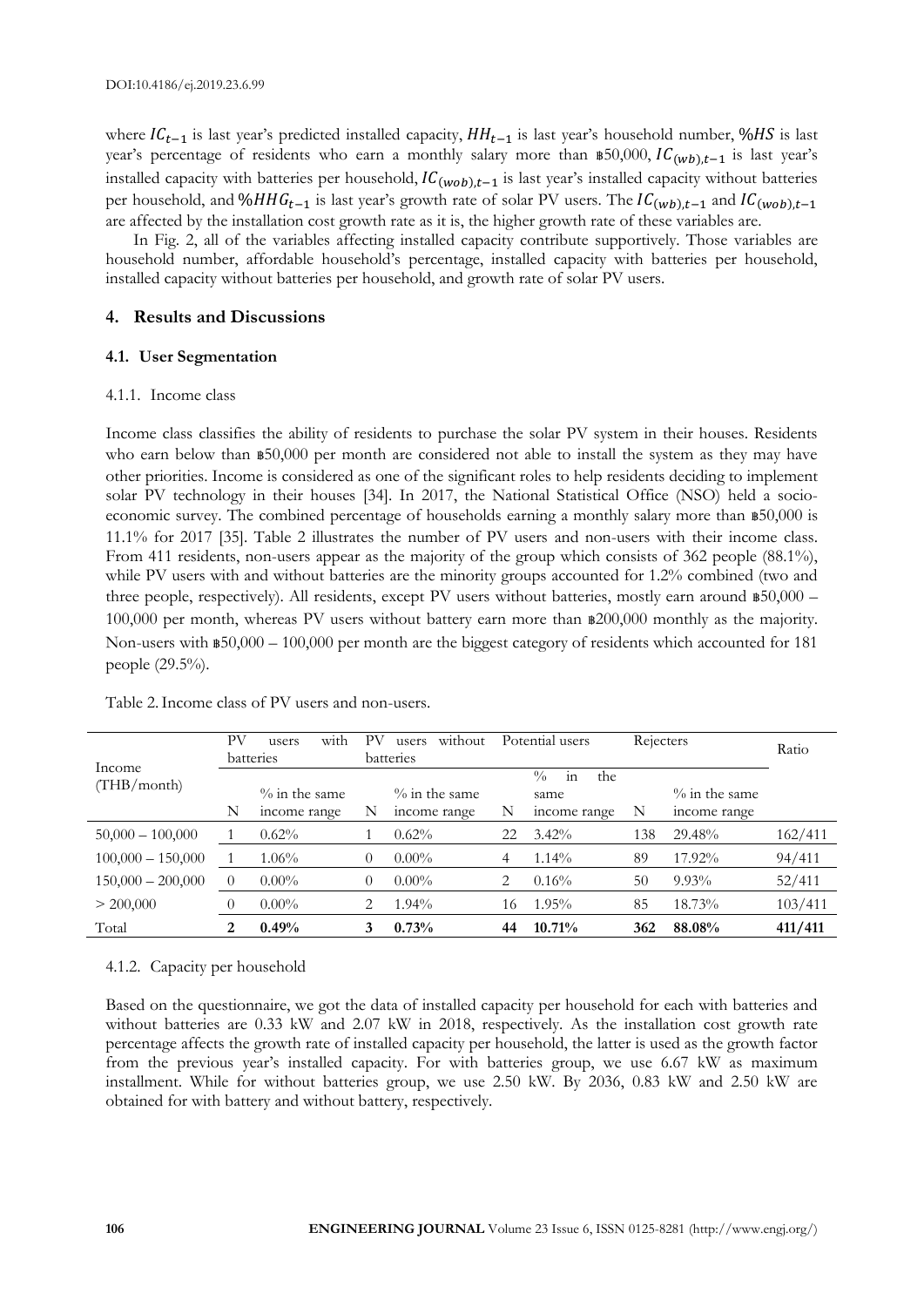where $IC_{t-1}$ is last year's predicted installed capacity, $HH_{t-1}$ is last year's household number, $\%HS$ is last year's percentage of residents who earn a monthly salary more than ฿50,000, $IC_{(wb),t-1}$ is last year's installed capacity with batteries per household, $IC_{(wob),t-1}$ is last year's installed capacity without batteries per household, and $\%HHG_{t-1}$ is last year's growth rate of solar PV users. The $IC_{(wb),t-1}$ and $IC_{(wob),t-1}$ are affected by the installation cost growth rate as it is, the higher growth rate of these variables are.

In Fig. 2, all of the variables affecting installed capacity contribute supportively. Those variables are household number, affordable household's percentage, installed capacity with batteries per household, installed capacity without batteries per household, and growth rate of solar PV users.

## 4. Results and Discussions

### 4.1. User Segmentation

#### 4.1.1. Income class

Income class classifies the ability of residents to purchase the solar PV system in their houses. Residents who earn below than ฿50,000 per month are considered not able to install the system as they may have other priorities. Income is considered as one of the significant roles to help residents deciding to implement solar PV technology in their houses [34]. In 2017, the National Statistical Office (NSO) held a socio-economic survey. The combined percentage of households earning a monthly salary more than ฿50,000 is 11.1% for 2017 [35]. Table 2 illustrates the number of PV users and non-users with their income class. From 411 residents, non-users appear as the majority of the group which consists of 362 people (88.1%), while PV users with and without batteries are the minority groups accounted for 1.2% combined (two and three people, respectively). All residents, except PV users without batteries, mostly earn around ฿50,000 – 100,000 per month, whereas PV users without battery earn more than ฿200,000 monthly as the majority. Non-users with ฿50,000 – 100,000 per month are the biggest category of residents which accounted for 181 people (29.5%).

Table 2. Income class of PV users and non-users.

| Income (THB/month) | PV users with batteries | | PV users without batteries | | Potential users | | Rejecters | | Ratio |
|---|---|---|---|---|---|---|---|---|---|
| | N | % in the same income range | N | % in the same income range | N | % in the same income range | N | % in the same income range | |
| 50,000 – 100,000 | 1 | 0.62% | 1 | 0.62% | 22 | 3.42% | 138 | 29.48% | 162/411 |
| 100,000 – 150,000 | 1 | 1.06% | 0 | 0.00% | 4 | 1.14% | 89 | 17.92% | 94/411 |
| 150,000 – 200,000 | 0 | 0.00% | 0 | 0.00% | 2 | 0.16% | 50 | 9.93% | 52/411 |
| > 200,000 | 0 | 0.00% | 2 | 1.94% | 16 | 1.95% | 85 | 18.73% | 103/411 |
| Total | **2** | **0.49%** | **3** | **0.73%** | **44** | **10.71%** | **362** | **88.08%** | **411/411** |

#### 4.1.2. Capacity per household

Based on the questionnaire, we got the data of installed capacity per household for each with batteries and without batteries are 0.33 kW and 2.07 kW in 2018, respectively. As the installation cost growth rate percentage affects the growth rate of installed capacity per household, the latter is used as the growth factor from the previous year's installed capacity. For with batteries group, we use 6.67 kW as maximum installment. While for without batteries group, we use 2.50 kW. By 2036, 0.83 kW and 2.50 kW are obtained for with battery and without battery, respectively.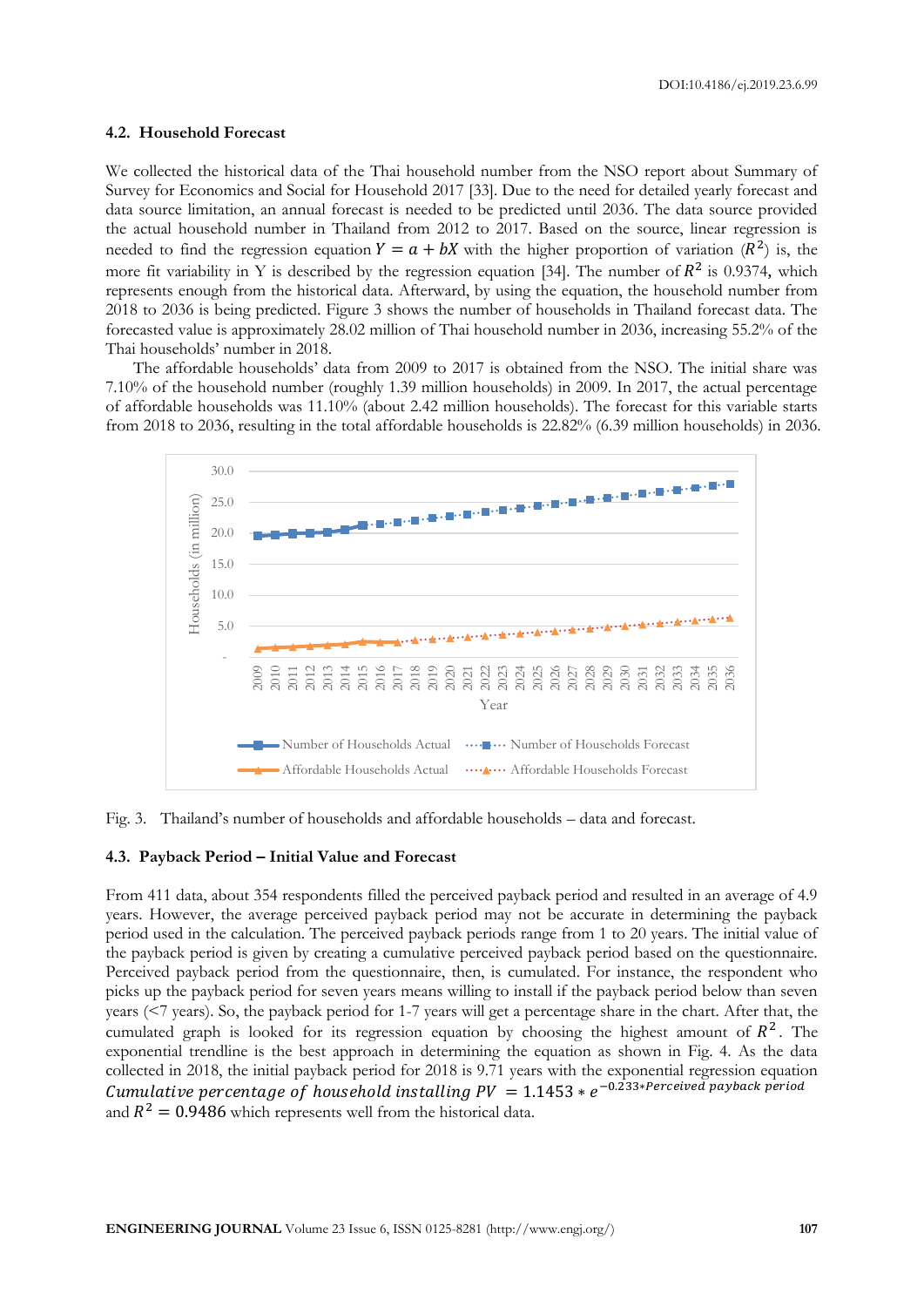### 4.2. Household Forecast

We collected the historical data of the Thai household number from the NSO report about Summary of Survey for Economics and Social for Household 2017 [33]. Due to the need for detailed yearly forecast and data source limitation, an annual forecast is needed to be predicted until 2036. The data source provided the actual household number in Thailand from 2012 to 2017. Based on the source, linear regression is needed to find the regression equation $Y = a + bX$ with the higher proportion of variation ($R^2$) is, the more fit variability in Y is described by the regression equation [34]. The number of $R^2$ is 0.9374, which represents enough from the historical data. Afterward, by using the equation, the household number from 2018 to 2036 is being predicted. Figure 3 shows the number of households in Thailand forecast data. The forecasted value is approximately 28.02 million of Thai household number in 2036, increasing 55.2% of the Thai households' number in 2018.

The affordable households' data from 2009 to 2017 is obtained from the NSO. The initial share was 7.10% of the household number (roughly 1.39 million households) in 2009. In 2017, the actual percentage of affordable households was 11.10% (about 2.42 million households). The forecast for this variable starts from 2018 to 2036, resulting in the total affordable households is 22.82% (6.39 million households) in 2036.

Fig. 3. Thailand's number of households and affordable households – data and forecast.

### 4.3. Payback Period – Initial Value and Forecast

From 411 data, about 354 respondents filled the perceived payback period and resulted in an average of 4.9 years. However, the average perceived payback period may not be accurate in determining the payback period used in the calculation. The perceived payback periods range from 1 to 20 years. The initial value of the payback period is given by creating a cumulative perceived payback period based on the questionnaire. Perceived payback period from the questionnaire, then, is cumulated. For instance, the respondent who picks up the payback period for seven years means willing to install if the payback period below than seven years (<7 years). So, the payback period for 1-7 years will get a percentage share in the chart. After that, the cumulated graph is looked for its regression equation by choosing the highest amount of $R^2$. The exponential trendline is the best approach in determining the equation as shown in Fig. 4. As the data collected in 2018, the initial payback period for 2018 is 9.71 years with the exponential regression equation $\textit{Cumulative percentage of household installing PV} = 1.1453 * e^{-0.233 * \textit{Perceived payback period}}$ and $R^2 = 0.9486$ which represents well from the historical data.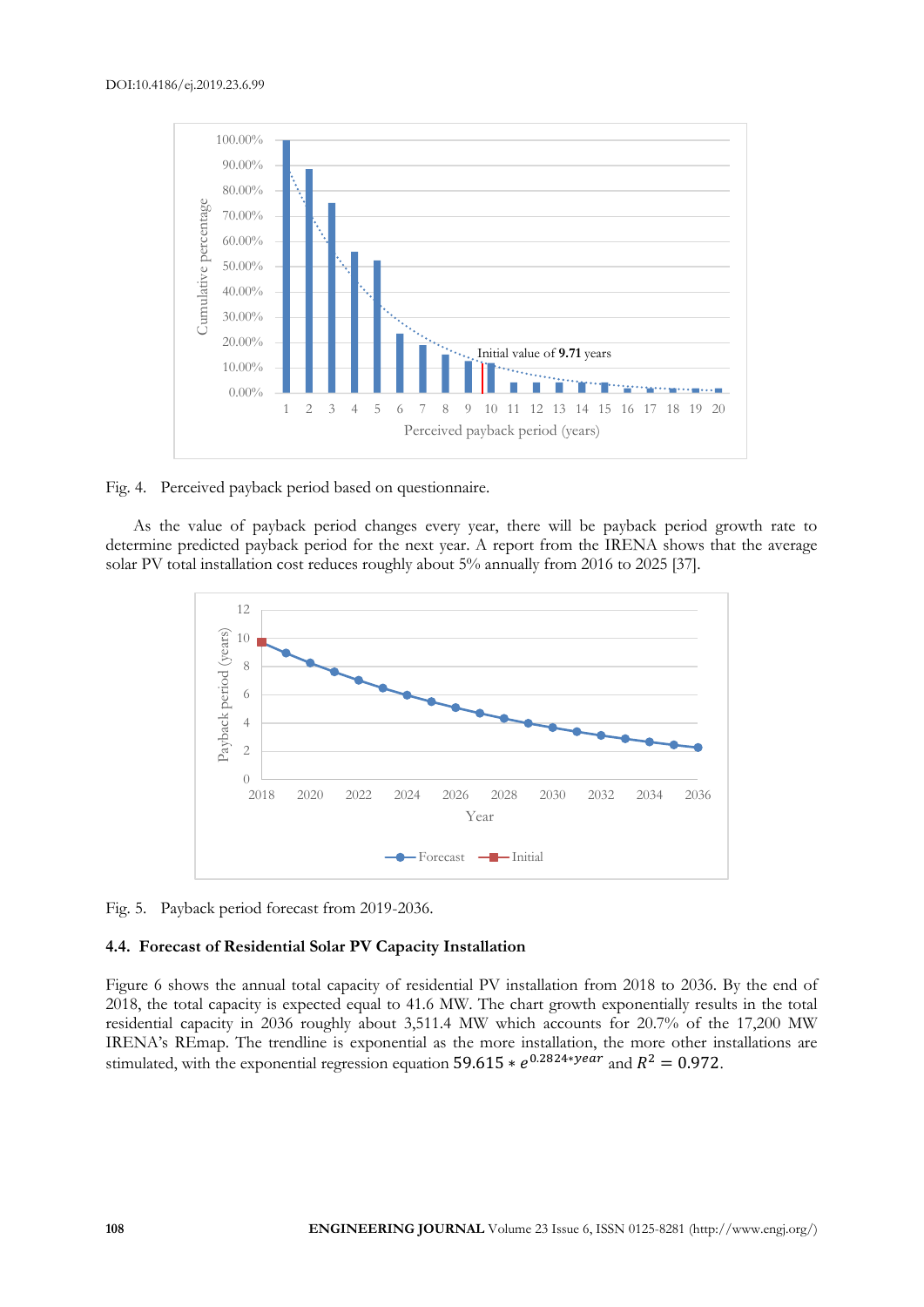Fig. 4. Perceived payback period based on questionnaire.

As the value of payback period changes every year, there will be payback period growth rate to determine predicted payback period for the next year. A report from the IRENA shows that the average solar PV total installation cost reduces roughly about 5% annually from 2016 to 2025 [37].

Fig. 5. Payback period forecast from 2019-2036.

### 4.4. Forecast of Residential Solar PV Capacity Installation

Figure 6 shows the annual total capacity of residential PV installation from 2018 to 2036. By the end of 2018, the total capacity is expected equal to 41.6 MW. The chart growth exponentially results in the total residential capacity in 2036 roughly about 3,511.4 MW which accounts for 20.7% of the 17,200 MW IRENA's REmap. The trendline is exponential as the more installation, the more other installations are stimulated, with the exponential regression equation $59.615 * e^{0.2824 * year}$ and $R^2 = 0.972$.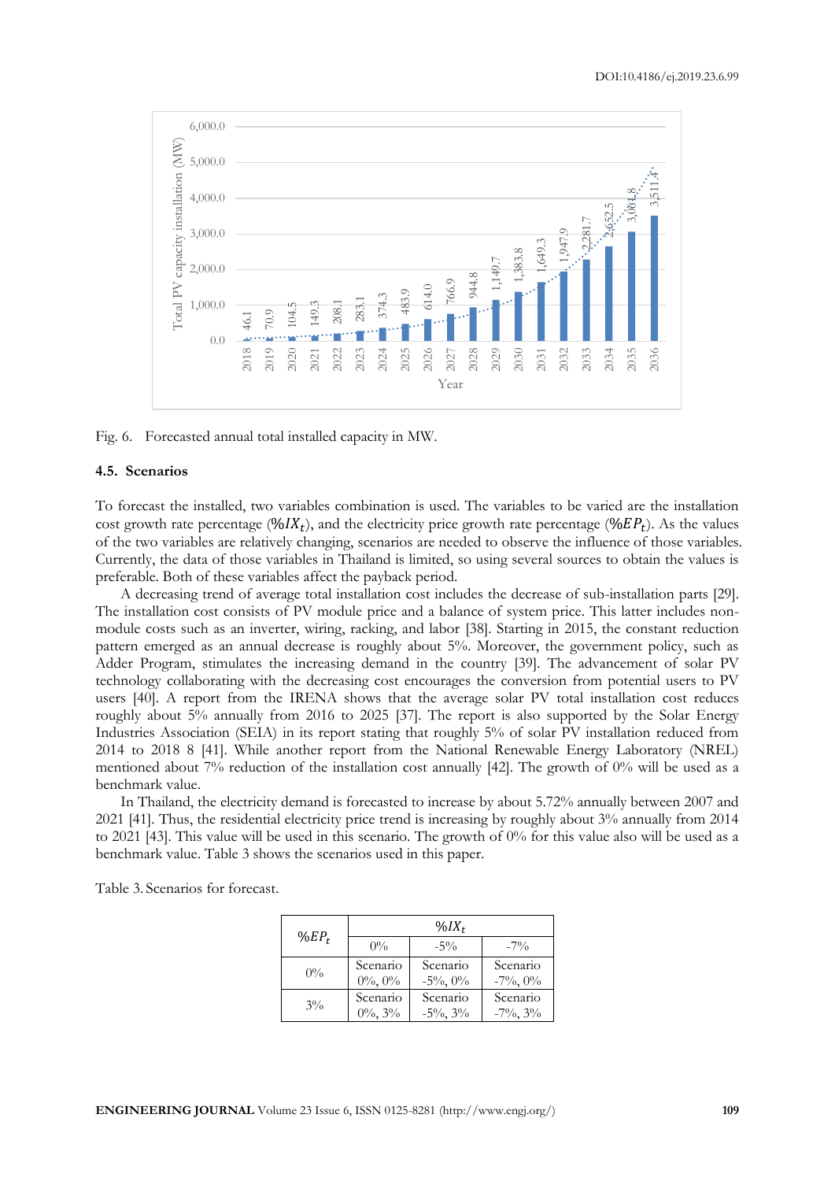Fig. 6. Forecasted annual total installed capacity in MW.

### 4.5. Scenarios

To forecast the installed, two variables combination is used. The variables to be varied are the installation cost growth rate percentage ($\%IX_t$), and the electricity price growth rate percentage ($\%EP_t$). As the values of the two variables are relatively changing, scenarios are needed to observe the influence of those variables. Currently, the data of those variables in Thailand is limited, so using several sources to obtain the values is preferable. Both of these variables affect the payback period.

A decreasing trend of average total installation cost includes the decrease of sub-installation parts [29]. The installation cost consists of PV module price and a balance of system price. This latter includes non-module costs such as an inverter, wiring, racking, and labor [38]. Starting in 2015, the constant reduction pattern emerged as an annual decrease is roughly about 5%. Moreover, the government policy, such as Adder Program, stimulates the increasing demand in the country [39]. The advancement of solar PV technology collaborating with the decreasing cost encourages the conversion from potential users to PV users [40]. A report from the IRENA shows that the average solar PV total installation cost reduces roughly about 5% annually from 2016 to 2025 [37]. The report is also supported by the Solar Energy Industries Association (SEIA) in its report stating that roughly 5% of solar PV installation reduced from 2014 to 2018 8 [41]. While another report from the National Renewable Energy Laboratory (NREL) mentioned about 7% reduction of the installation cost annually [42]. The growth of 0% will be used as a benchmark value.

In Thailand, the electricity demand is forecasted to increase by about 5.72% annually between 2007 and 2021 [41]. Thus, the residential electricity price trend is increasing by roughly about 3% annually from 2014 to 2021 [43]. This value will be used in this scenario. The growth of 0% for this value also will be used as a benchmark value. Table 3 shows the scenarios used in this paper.

Table 3. Scenarios for forecast.

| $\%EP_t$ | $\%IX_t$ | | |
|---|---|---|---|
| | 0% | -5% | -7% |
| 0% | Scenario 0%, 0% | Scenario -5%, 0% | Scenario -7%, 0% |
| 3% | Scenario 0%, 3% | Scenario -5%, 3% | Scenario -7%, 3% |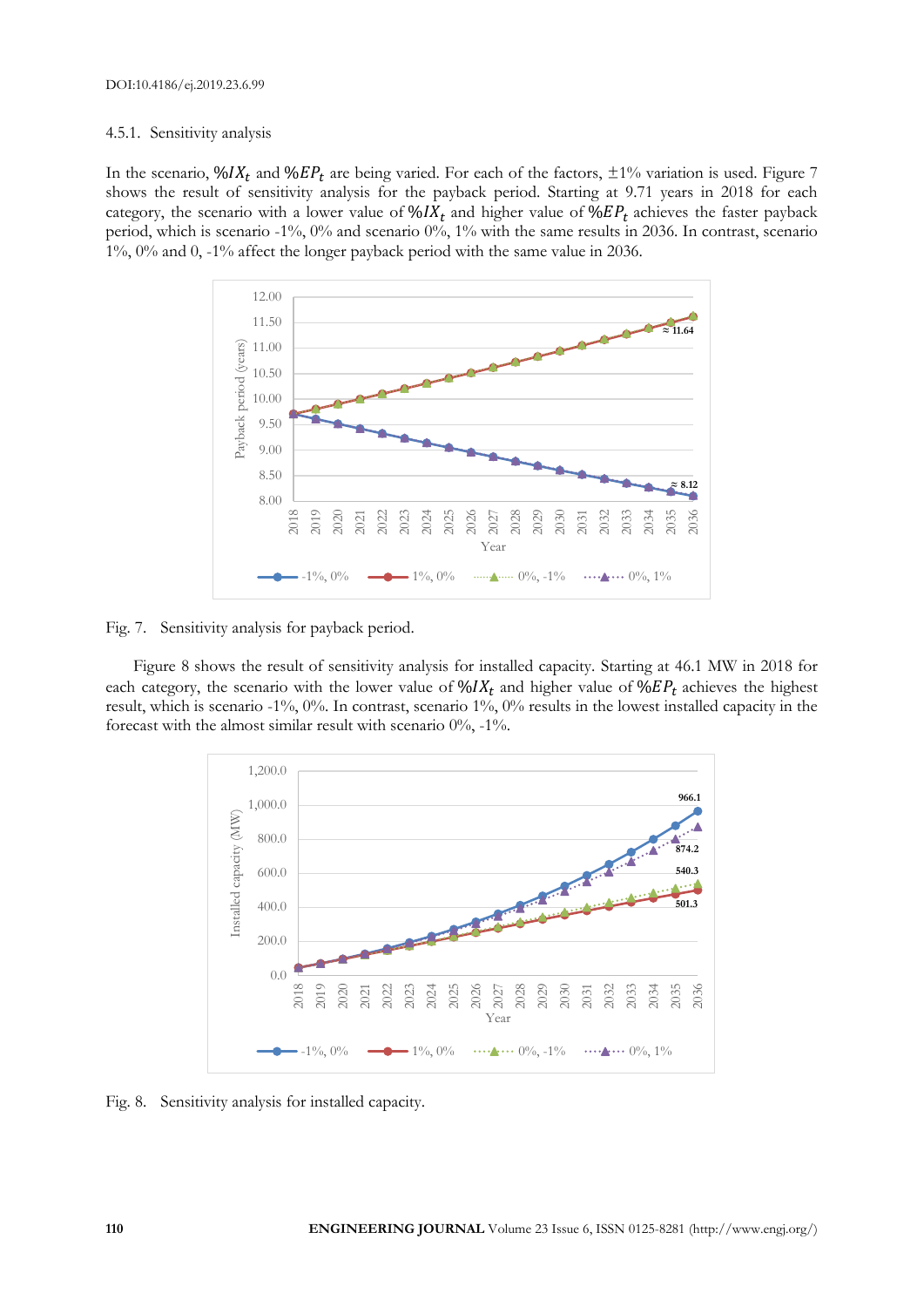DOI:10.4186/ej.2019.23.6.99

### 4.5.1. Sensitivity analysis

In the scenario, $\%IX_t$ and $\%EP_t$ are being varied. For each of the factors, ±1% variation is used. Figure 7 shows the result of sensitivity analysis for the payback period. Starting at 9.71 years in 2018 for each category, the scenario with a lower value of $\%IX_t$ and higher value of $\%EP_t$ achieves the faster payback period, which is scenario -1%, 0% and scenario 0%, 1% with the same results in 2036. In contrast, scenario 1%, 0% and 0, -1% affect the longer payback period with the same value in 2036.

Fig. 7. Sensitivity analysis for payback period.

Figure 8 shows the result of sensitivity analysis for installed capacity. Starting at 46.1 MW in 2018 for each category, the scenario with the lower value of $\%IX_t$ and higher value of $\%EP_t$ achieves the highest result, which is scenario -1%, 0%. In contrast, scenario 1%, 0% results in the lowest installed capacity in the forecast with the almost similar result with scenario 0%, -1%.

Fig. 8. Sensitivity analysis for installed capacity.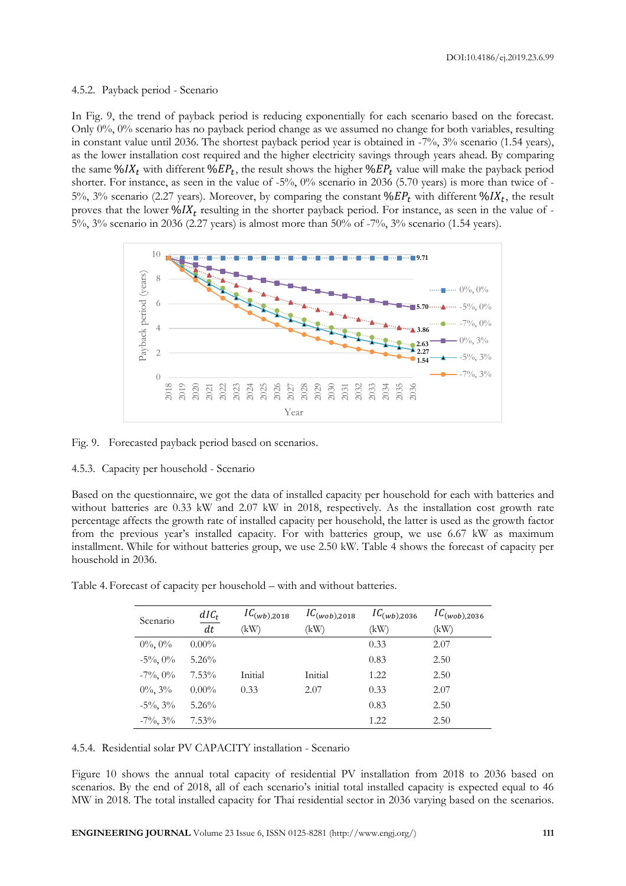4.5.2. Payback period - Scenario

In Fig. 9, the trend of payback period is reducing exponentially for each scenario based on the forecast. Only 0%, 0% scenario has no payback period change as we assumed no change for both variables, resulting in constant value until 2036. The shortest payback period year is obtained in -7%, 3% scenario (1.54 years), as the lower installation cost required and the higher electricity savings through years ahead. By comparing the same $\%IX_t$ with different $\%EP_t$, the result shows the higher $\%EP_t$ value will make the payback period shorter. For instance, as seen in the value of -5%, 0% scenario in 2036 (5.70 years) is more than twice of -5%, 3% scenario (2.27 years). Moreover, by comparing the constant $\%EP_t$ with different $\%IX_t$, the result proves that the lower $\%IX_t$ resulting in the shorter payback period. For instance, as seen in the value of -5%, 3% scenario in 2036 (2.27 years) is almost more than 50% of -7%, 3% scenario (1.54 years).

Fig. 9. Forecasted payback period based on scenarios.

4.5.3. Capacity per household - Scenario

Based on the questionnaire, we got the data of installed capacity per household for each with batteries and without batteries are 0.33 kW and 2.07 kW in 2018, respectively. As the installation cost growth rate percentage affects the growth rate of installed capacity per household, the latter is used as the growth factor from the previous year's installed capacity. For with batteries group, we use 6.67 kW as maximum installment. While for without batteries group, we use 2.50 kW. Table 4 shows the forecast of capacity per household in 2036.

Table 4. Forecast of capacity per household – with and without batteries.

| Scenario | $\frac{dIC_t}{dt}$ | $IC_{(wb),2018}$ (kW) | $IC_{(wob),2018}$ (kW) | $IC_{(wb),2036}$ (kW) | $IC_{(wob),2036}$ (kW) |
|---|---|---|---|---|---|
| 0%, 0% | 0.00% | | | 0.33 | 2.07 |
| -5%, 0% | 5.26% | | | 0.83 | 2.50 |
| -7%, 0% | 7.53% | Initial | Initial | 1.22 | 2.50 |
| 0%, 3% | 0.00% | 0.33 | 2.07 | 0.33 | 2.07 |
| -5%, 3% | 5.26% | | | 0.83 | 2.50 |
| -7%, 3% | 7.53% | | | 1.22 | 2.50 |

4.5.4. Residential solar PV CAPACITY installation - Scenario

Figure 10 shows the annual total capacity of residential PV installation from 2018 to 2036 based on scenarios. By the end of 2018, all of each scenario's initial total installed capacity is expected equal to 46 MW in 2018. The total installed capacity for Thai residential sector in 2036 varying based on the scenarios.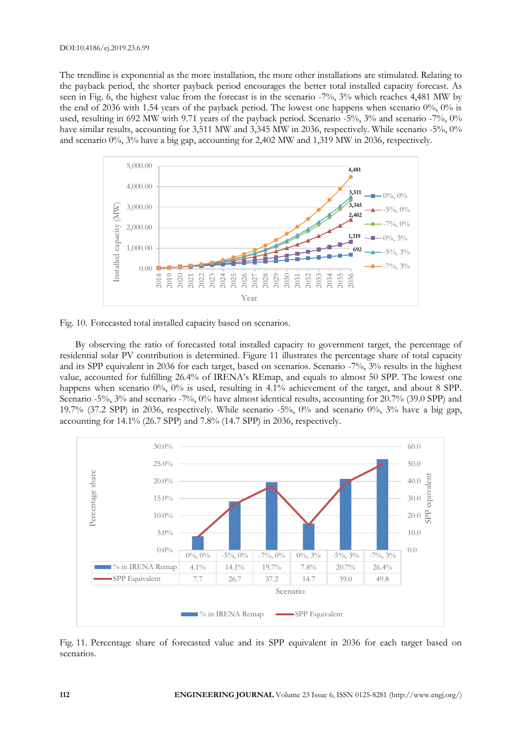The trendline is exponential as the more installation, the more other installations are stimulated. Relating to the payback period, the shorter payback period encourages the better total installed capacity forecast. As seen in Fig. 6, the highest value from the forecast is in the scenario -7%, 3% which reaches 4,481 MW by the end of 2036 with 1.54 years of the payback period. The lowest one happens when scenario 0%, 0% is used, resulting in 692 MW with 9.71 years of the payback period. Scenario -5%, 3% and scenario -7%, 0% have similar results, accounting for 3,511 MW and 3,345 MW in 2036, respectively. While scenario -5%, 0% and scenario 0%, 3% have a big gap, accounting for 2,402 MW and 1,319 MW in 2036, respectively.

Fig. 10. Forecasted total installed capacity based on scenarios.

By observing the ratio of forecasted total installed capacity to government target, the percentage of residential solar PV contribution is determined. Figure 11 illustrates the percentage share of total capacity and its SPP equivalent in 2036 for each target, based on scenarios. Scenario -7%, 3% results in the highest value, accounted for fulfilling 26.4% of IRENA's REmap, and equals to almost 50 SPP. The lowest one happens when scenario 0%, 0% is used, resulting in 4.1% achievement of the target, and about 8 SPP. Scenario -5%, 3% and scenario -7%, 0% have almost identical results, accounting for 20.7% (39.0 SPP) and 19.7% (37.2 SPP) in 2036, respectively. While scenario -5%, 0% and scenario 0%, 3% have a big gap, accounting for 14.1% (26.7 SPP) and 7.8% (14.7 SPP) in 2036, respectively.

| Scenario | 0%, 0% | -5%, 0% | -7%, 0% | 0%, 3% | -5%, 3% | -7%, 3% |
|---|---|---|---|---|---|---|
| % in IRENA Remap | 4.1% | 14.1% | 19.7% | 7.8% | 20.7% | 26.4% |
| SPP Equivalent | 7.7 | 26.7 | 37.2 | 14.7 | 39.0 | 49.8 |

Fig. 11. Percentage share of forecasted value and its SPP equivalent in 2036 for each target based on scenarios.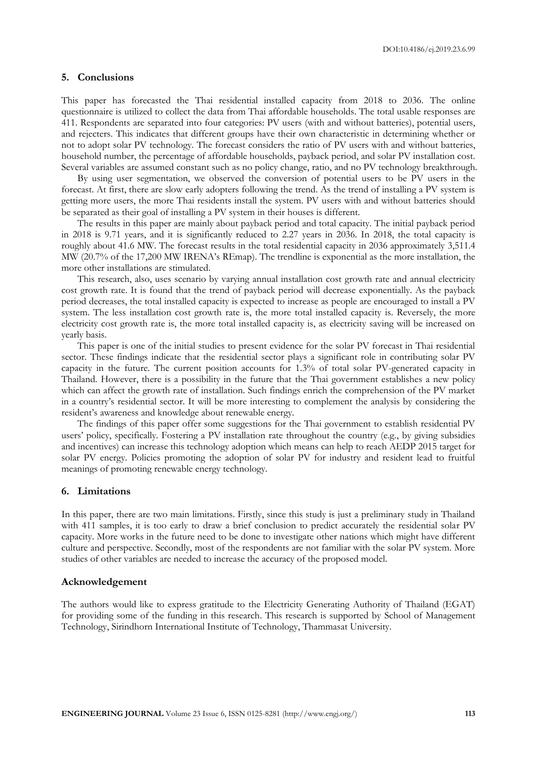## 5. Conclusions

This paper has forecasted the Thai residential installed capacity from 2018 to 2036. The online questionnaire is utilized to collect the data from Thai affordable households. The total usable responses are 411. Respondents are separated into four categories: PV users (with and without batteries), potential users, and rejecters. This indicates that different groups have their own characteristic in determining whether or not to adopt solar PV technology. The forecast considers the ratio of PV users with and without batteries, household number, the percentage of affordable households, payback period, and solar PV installation cost. Several variables are assumed constant such as no policy change, ratio, and no PV technology breakthrough.

By using user segmentation, we observed the conversion of potential users to be PV users in the forecast. At first, there are slow early adopters following the trend. As the trend of installing a PV system is getting more users, the more Thai residents install the system. PV users with and without batteries should be separated as their goal of installing a PV system in their houses is different.

The results in this paper are mainly about payback period and total capacity. The initial payback period in 2018 is 9.71 years, and it is significantly reduced to 2.27 years in 2036. In 2018, the total capacity is roughly about 41.6 MW. The forecast results in the total residential capacity in 2036 approximately 3,511.4 MW (20.7% of the 17,200 MW IRENA's REmap). The trendline is exponential as the more installation, the more other installations are stimulated.

This research, also, uses scenario by varying annual installation cost growth rate and annual electricity cost growth rate. It is found that the trend of payback period will decrease exponentially. As the payback period decreases, the total installed capacity is expected to increase as people are encouraged to install a PV system. The less installation cost growth rate is, the more total installed capacity is. Reversely, the more electricity cost growth rate is, the more total installed capacity is, as electricity saving will be increased on yearly basis.

This paper is one of the initial studies to present evidence for the solar PV forecast in Thai residential sector. These findings indicate that the residential sector plays a significant role in contributing solar PV capacity in the future. The current position accounts for 1.3% of total solar PV-generated capacity in Thailand. However, there is a possibility in the future that the Thai government establishes a new policy which can affect the growth rate of installation. Such findings enrich the comprehension of the PV market in a country's residential sector. It will be more interesting to complement the analysis by considering the resident's awareness and knowledge about renewable energy.

The findings of this paper offer some suggestions for the Thai government to establish residential PV users' policy, specifically. Fostering a PV installation rate throughout the country (e.g., by giving subsidies and incentives) can increase this technology adoption which means can help to reach AEDP 2015 target for solar PV energy. Policies promoting the adoption of solar PV for industry and resident lead to fruitful meanings of promoting renewable energy technology.

## 6. Limitations

In this paper, there are two main limitations. Firstly, since this study is just a preliminary study in Thailand with 411 samples, it is too early to draw a brief conclusion to predict accurately the residential solar PV capacity. More works in the future need to be done to investigate other nations which might have different culture and perspective. Secondly, most of the respondents are not familiar with the solar PV system. More studies of other variables are needed to increase the accuracy of the proposed model.

## Acknowledgement

The authors would like to express gratitude to the Electricity Generating Authority of Thailand (EGAT) for providing some of the funding in this research. This research is supported by School of Management Technology, Sirindhorn International Institute of Technology, Thammasat University.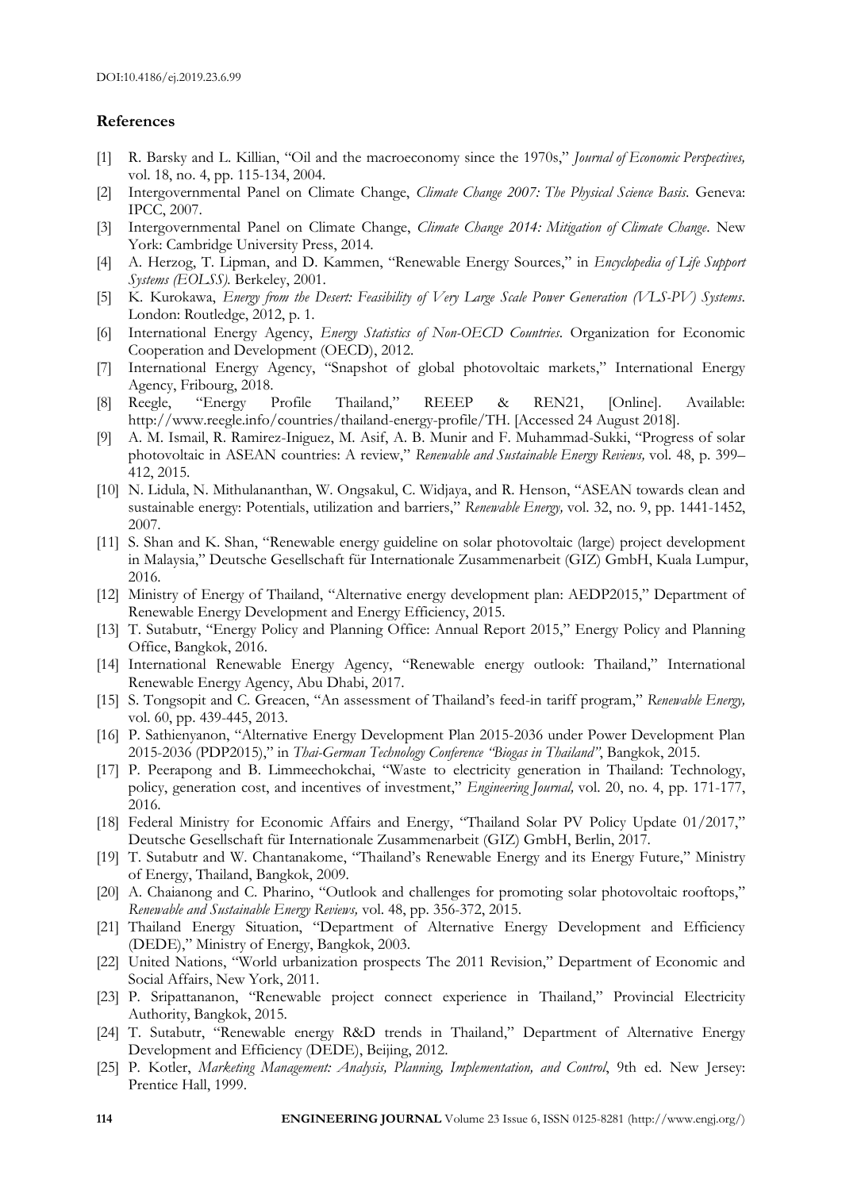## References

[1] R. Barsky and L. Killian, "Oil and the macroeconomy since the 1970s," *Journal of Economic Perspectives,* vol. 18, no. 4, pp. 115-134, 2004.

[2] Intergovernmental Panel on Climate Change, *Climate Change 2007: The Physical Science Basis*. Geneva: IPCC, 2007.

[3] Intergovernmental Panel on Climate Change, *Climate Change 2014: Mitigation of Climate Change*. New York: Cambridge University Press, 2014.

[4] A. Herzog, T. Lipman, and D. Kammen, "Renewable Energy Sources," in *Encyclopedia of Life Support Systems (EOLSS).* Berkeley, 2001.

[5] K. Kurokawa, *Energy from the Desert: Feasibility of Very Large Scale Power Generation (VLS-PV) Systems*. London: Routledge, 2012, p. 1.

[6] International Energy Agency, *Energy Statistics of Non-OECD Countries*. Organization for Economic Cooperation and Development (OECD), 2012.

[7] International Energy Agency, "Snapshot of global photovoltaic markets," International Energy Agency, Fribourg, 2018.

[8] Reegle, "Energy Profile Thailand," REEEP & REN21, [Online]. Available: http://www.reegle.info/countries/thailand-energy-profile/TH. [Accessed 24 August 2018].

[9] A. M. Ismail, R. Ramirez-Iniguez, M. Asif, A. B. Munir and F. Muhammad-Sukki, "Progress of solar photovoltaic in ASEAN countries: A review," *Renewable and Sustainable Energy Reviews,* vol. 48, p. 399–412, 2015.

[10] N. Lidula, N. Mithulananthan, W. Ongsakul, C. Widjaya, and R. Henson, "ASEAN towards clean and sustainable energy: Potentials, utilization and barriers," *Renewable Energy,* vol. 32, no. 9, pp. 1441-1452, 2007.

[11] S. Shan and K. Shan, "Renewable energy guideline on solar photovoltaic (large) project development in Malaysia," Deutsche Gesellschaft für Internationale Zusammenarbeit (GIZ) GmbH, Kuala Lumpur, 2016.

[12] Ministry of Energy of Thailand, "Alternative energy development plan: AEDP2015," Department of Renewable Energy Development and Energy Efficiency, 2015.

[13] T. Sutabutr, "Energy Policy and Planning Office: Annual Report 2015," Energy Policy and Planning Office, Bangkok, 2016.

[14] International Renewable Energy Agency, "Renewable energy outlook: Thailand," International Renewable Energy Agency, Abu Dhabi, 2017.

[15] S. Tongsopit and C. Greacen, "An assessment of Thailand's feed-in tariff program," *Renewable Energy,* vol. 60, pp. 439-445, 2013.

[16] P. Sathienyanon, "Alternative Energy Development Plan 2015-2036 under Power Development Plan 2015-2036 (PDP2015)," in *Thai-German Technology Conference "Biogas in Thailand"*, Bangkok, 2015.

[17] P. Peerapong and B. Limmeechokchai, "Waste to electricity generation in Thailand: Technology, policy, generation cost, and incentives of investment," *Engineering Journal,* vol. 20, no. 4, pp. 171-177, 2016.

[18] Federal Ministry for Economic Affairs and Energy, "Thailand Solar PV Policy Update 01/2017," Deutsche Gesellschaft für Internationale Zusammenarbeit (GIZ) GmbH, Berlin, 2017.

[19] T. Sutabutr and W. Chantanakome, "Thailand's Renewable Energy and its Energy Future," Ministry of Energy, Thailand, Bangkok, 2009.

[20] A. Chaianong and C. Pharino, "Outlook and challenges for promoting solar photovoltaic rooftops," *Renewable and Sustainable Energy Reviews,* vol. 48, pp. 356-372, 2015.

[21] Thailand Energy Situation, "Department of Alternative Energy Development and Efficiency (DEDE)," Ministry of Energy, Bangkok, 2003.

[22] United Nations, "World urbanization prospects The 2011 Revision," Department of Economic and Social Affairs, New York, 2011.

[23] P. Sripattananon, "Renewable project connect experience in Thailand," Provincial Electricity Authority, Bangkok, 2015.

[24] T. Sutabutr, "Renewable energy R&D trends in Thailand," Department of Alternative Energy Development and Efficiency (DEDE), Beijing, 2012.

[25] P. Kotler, *Marketing Management: Analysis, Planning, Implementation, and Control*, 9th ed. New Jersey: Prentice Hall, 1999.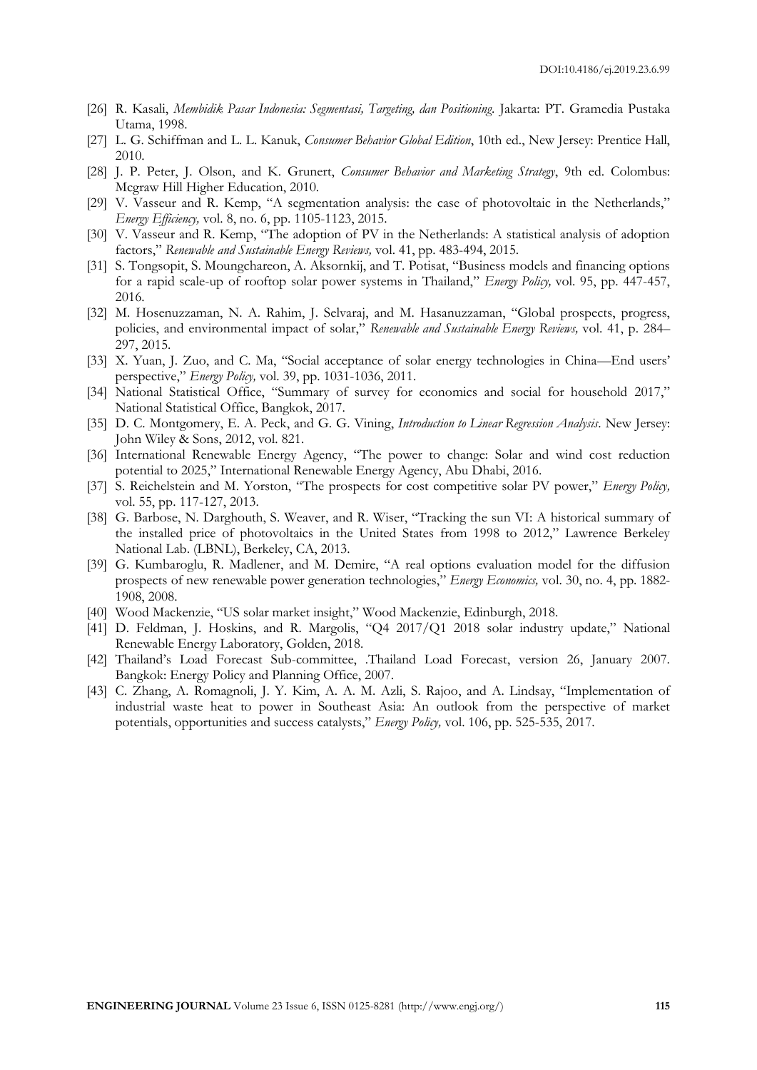[26] R. Kasali, *Membidik Pasar Indonesia: Segmentasi, Targeting, dan Positioning*. Jakarta: PT. Gramedia Pustaka Utama, 1998.

[27] L. G. Schiffman and L. L. Kanuk, *Consumer Behavior Global Edition*, 10th ed., New Jersey: Prentice Hall, 2010.

[28] J. P. Peter, J. Olson, and K. Grunert, *Consumer Behavior and Marketing Strategy*, 9th ed. Colombus: Mcgraw Hill Higher Education, 2010.

[29] V. Vasseur and R. Kemp, "A segmentation analysis: the case of photovoltaic in the Netherlands," *Energy Efficiency,* vol. 8, no. 6, pp. 1105-1123, 2015.

[30] V. Vasseur and R. Kemp, "The adoption of PV in the Netherlands: A statistical analysis of adoption factors," *Renewable and Sustainable Energy Reviews,* vol. 41, pp. 483-494, 2015.

[31] S. Tongsopit, S. Moungchareon, A. Aksornkij, and T. Potisat, "Business models and financing options for a rapid scale-up of rooftop solar power systems in Thailand," *Energy Policy,* vol. 95, pp. 447-457, 2016.

[32] M. Hosenuzzaman, N. A. Rahim, J. Selvaraj, and M. Hasanuzzaman, "Global prospects, progress, policies, and environmental impact of solar," *Renewable and Sustainable Energy Reviews,* vol. 41, p. 284–297, 2015.

[33] X. Yuan, J. Zuo, and C. Ma, "Social acceptance of solar energy technologies in China—End users' perspective," *Energy Policy,* vol. 39, pp. 1031-1036, 2011.

[34] National Statistical Office, "Summary of survey for economics and social for household 2017," National Statistical Office, Bangkok, 2017.

[35] D. C. Montgomery, E. A. Peck, and G. G. Vining, *Introduction to Linear Regression Analysis*. New Jersey: John Wiley & Sons, 2012, vol. 821.

[36] International Renewable Energy Agency, "The power to change: Solar and wind cost reduction potential to 2025," International Renewable Energy Agency, Abu Dhabi, 2016.

[37] S. Reichelstein and M. Yorston, "The prospects for cost competitive solar PV power," *Energy Policy,* vol. 55, pp. 117-127, 2013.

[38] G. Barbose, N. Darghouth, S. Weaver, and R. Wiser, "Tracking the sun VI: A historical summary of the installed price of photovoltaics in the United States from 1998 to 2012," Lawrence Berkeley National Lab. (LBNL), Berkeley, CA, 2013.

[39] G. Kumbaroglu, R. Madlener, and M. Demire, "A real options evaluation model for the diffusion prospects of new renewable power generation technologies," *Energy Economics,* vol. 30, no. 4, pp. 1882-1908, 2008.

[40] Wood Mackenzie, "US solar market insight," Wood Mackenzie, Edinburgh, 2018.

[41] D. Feldman, J. Hoskins, and R. Margolis, "Q4 2017/Q1 2018 solar industry update," National Renewable Energy Laboratory, Golden, 2018.

[42] Thailand's Load Forecast Sub-committee, .Thailand Load Forecast, version 26, January 2007. Bangkok: Energy Policy and Planning Office, 2007.

[43] C. Zhang, A. Romagnoli, J. Y. Kim, A. A. M. Azli, S. Rajoo, and A. Lindsay, "Implementation of industrial waste heat to power in Southeast Asia: An outlook from the perspective of market potentials, opportunities and success catalysts," *Energy Policy,* vol. 106, pp. 525-535, 2017.